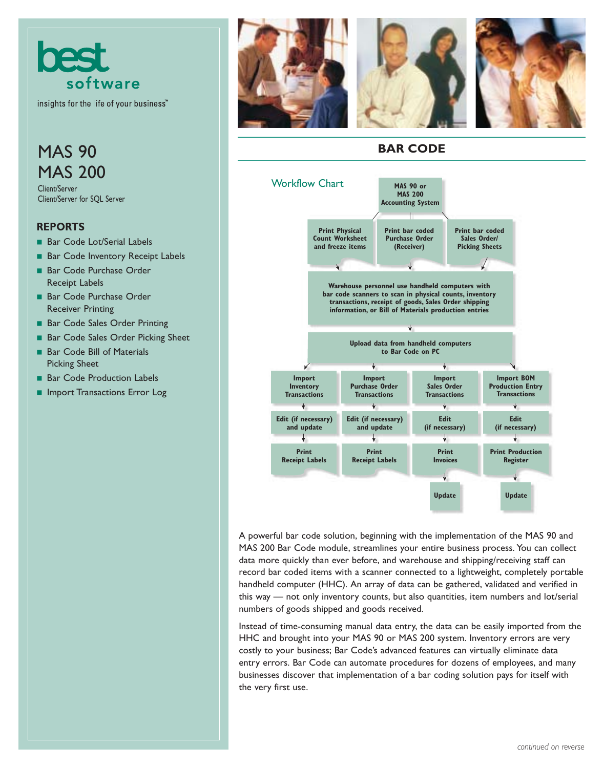best software

insights for the life of your business™

# MAS 90
# MAS 200

Client/Server
Client/Server for SQL Server

## REPORTS

- Bar Code Lot/Serial Labels
- Bar Code Inventory Receipt Labels
- Bar Code Purchase Order Receipt Labels
- Bar Code Purchase Order Receiver Printing
- Bar Code Sales Order Printing
- Bar Code Sales Order Picking Sheet
- Bar Code Bill of Materials Picking Sheet
- Bar Code Production Labels
- Import Transactions Error Log

## BAR CODE

### Workflow Chart

**MAS 90 or MAS 200 Accounting System**

- **Print Physical Count Worksheet and freeze items**
- **Print bar coded Purchase Order (Receiver)**
- **Print bar coded Sales Order/ Picking Sheets**

**Warehouse personnel use handheld computers with bar code scanners to scan in physical counts, inventory transactions, receipt of goods, Sales Order shipping information, or Bill of Materials production entries**

**Upload data from handheld computers to Bar Code on PC**

| Import Inventory Transactions | Import Purchase Order Transactions | Import Sales Order Transactions | Import BOM Production Entry Transactions |
|---|---|---|---|
| Edit (if necessary) and update | Edit (if necessary) and update | Edit (if necessary) | Edit (if necessary) |
| Print Receipt Labels | Print Receipt Labels | Print Invoices | Print Production Register |
| | | Update | Update |

A powerful bar code solution, beginning with the implementation of the MAS 90 and MAS 200 Bar Code module, streamlines your entire business process. You can collect data more quickly than ever before, and warehouse and shipping/receiving staff can record bar coded items with a scanner connected to a lightweight, completely portable handheld computer (HHC). An array of data can be gathered, validated and verified in this way — not only inventory counts, but also quantities, item numbers and lot/serial numbers of goods shipped and goods received.

Instead of time-consuming manual data entry, the data can be easily imported from the HHC and brought into your MAS 90 or MAS 200 system. Inventory errors are very costly to your business; Bar Code's advanced features can virtually eliminate data entry errors. Bar Code can automate procedures for dozens of employees, and many businesses discover that implementation of a bar coding solution pays for itself with the very first use.

*continued on reverse*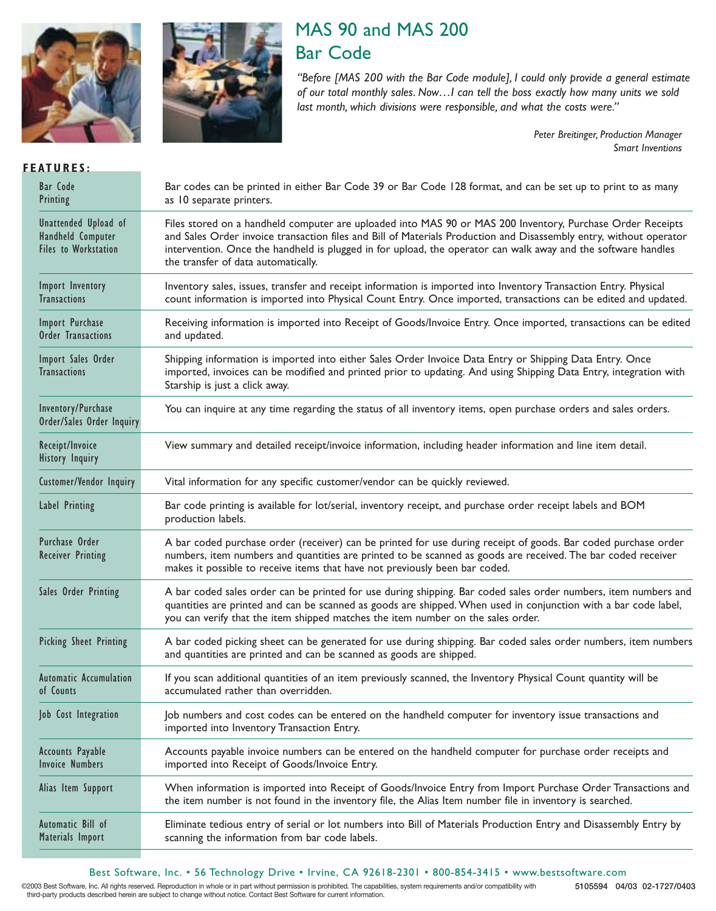# MAS 90 and MAS 200 Bar Code

*"Before [MAS 200 with the Bar Code module], I could only provide a general estimate of our total monthly sales. Now…I can tell the boss exactly how many units we sold last month, which divisions were responsible, and what the costs were."*

*Peter Breitinger, Production Manager*
*Smart Inventions*

## FEATURES:

| | |
|---|---|
| Bar Code Printing | Bar codes can be printed in either Bar Code 39 or Bar Code 128 format, and can be set up to print to as many as 10 separate printers. |
| Unattended Upload of Handheld Computer Files to Workstation | Files stored on a handheld computer are uploaded into MAS 90 or MAS 200 Inventory, Purchase Order Receipts and Sales Order invoice transaction files and Bill of Materials Production and Disassembly entry, without operator intervention. Once the handheld is plugged in for upload, the operator can walk away and the software handles the transfer of data automatically. |
| Import Inventory Transactions | Inventory sales, issues, transfer and receipt information is imported into Inventory Transaction Entry. Physical count information is imported into Physical Count Entry. Once imported, transactions can be edited and updated. |
| Import Purchase Order Transactions | Receiving information is imported into Receipt of Goods/Invoice Entry. Once imported, transactions can be edited and updated. |
| Import Sales Order Transactions | Shipping information is imported into either Sales Order Invoice Data Entry or Shipping Data Entry. Once imported, invoices can be modified and printed prior to updating. And using Shipping Data Entry, integration with Starship is just a click away. |
| Inventory/Purchase Order/Sales Order Inquiry | You can inquire at any time regarding the status of all inventory items, open purchase orders and sales orders. |
| Receipt/Invoice History Inquiry | View summary and detailed receipt/invoice information, including header information and line item detail. |
| Customer/Vendor Inquiry | Vital information for any specific customer/vendor can be quickly reviewed. |
| Label Printing | Bar code printing is available for lot/serial, inventory receipt, and purchase order receipt labels and BOM production labels. |
| Purchase Order Receiver Printing | A bar coded purchase order (receiver) can be printed for use during receipt of goods. Bar coded purchase order numbers, item numbers and quantities are printed to be scanned as goods are received. The bar coded receiver makes it possible to receive items that have not previously been bar coded. |
| Sales Order Printing | A bar coded sales order can be printed for use during shipping. Bar coded sales order numbers, item numbers and quantities are printed and can be scanned as goods are shipped. When used in conjunction with a bar code label, you can verify that the item shipped matches the item number on the sales order. |
| Picking Sheet Printing | A bar coded picking sheet can be generated for use during shipping. Bar coded sales order numbers, item numbers and quantities are printed and can be scanned as goods are shipped. |
| Automatic Accumulation of Counts | If you scan additional quantities of an item previously scanned, the Inventory Physical Count quantity will be accumulated rather than overridden. |
| Job Cost Integration | Job numbers and cost codes can be entered on the handheld computer for inventory issue transactions and imported into Inventory Transaction Entry. |
| Accounts Payable Invoice Numbers | Accounts payable invoice numbers can be entered on the handheld computer for purchase order receipts and imported into Receipt of Goods/Invoice Entry. |
| Alias Item Support | When information is imported into Receipt of Goods/Invoice Entry from Import Purchase Order Transactions and the item number is not found in the inventory file, the Alias Item number file in inventory is searched. |
| Automatic Bill of Materials Import | Eliminate tedious entry of serial or lot numbers into Bill of Materials Production Entry and Disassembly Entry by scanning the information from bar code labels. |

Best Software, Inc. • 56 Technology Drive • Irvine, CA 92618-2301 • 800-854-3415 • www.bestsoftware.com

©2003 Best Software, Inc. All rights reserved. Reproduction in whole or in part without permission is prohibited. The capabilities, system requirements and/or compatibility with third-party products described herein are subject to change without notice. Contact Best Software for current information.

5105594 04/03 02-1727/0403